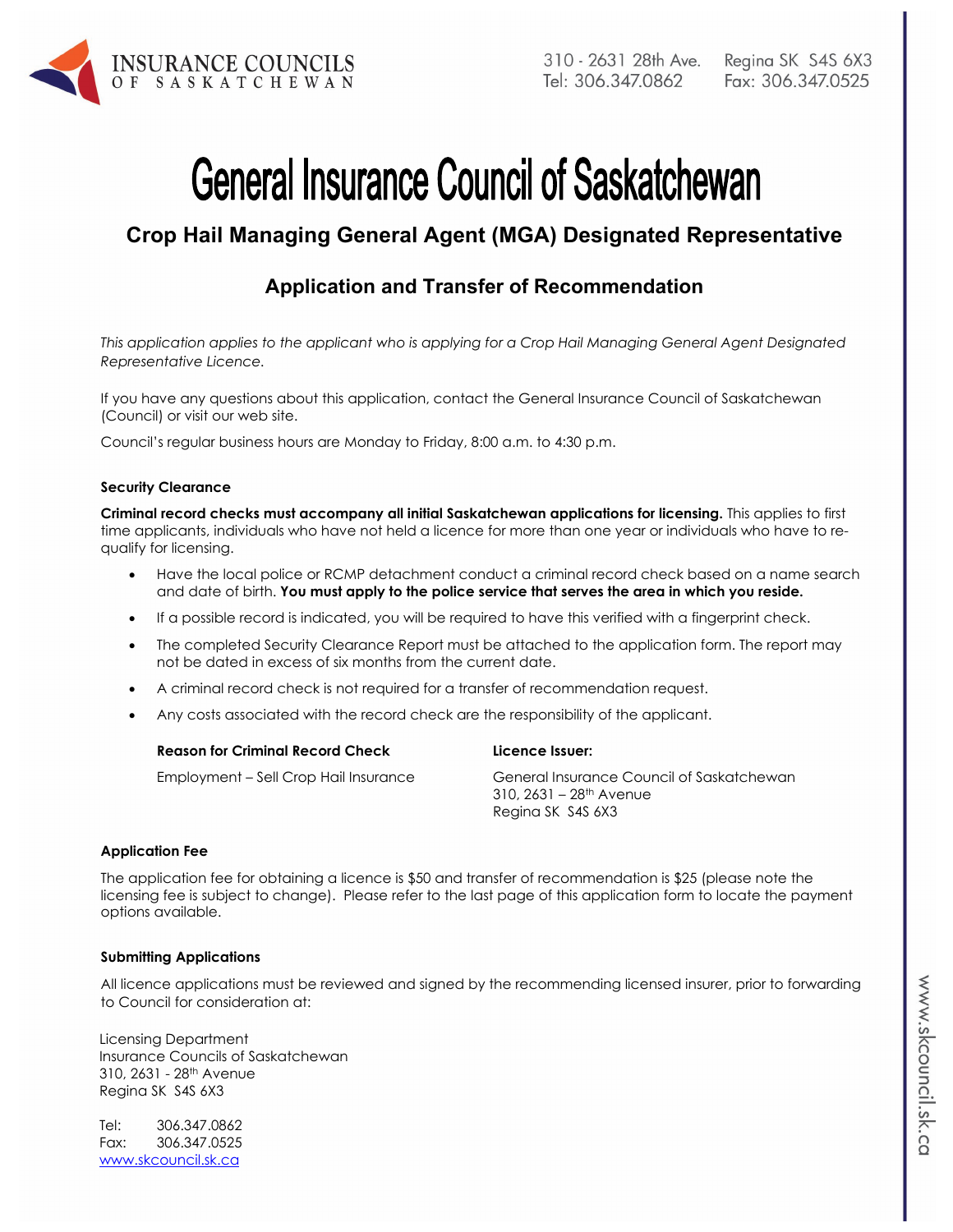INSURANCE COUNCILS OF SASKATCHEWAN

310 - 2631 28th Ave. Regina SK S4S 6X3
Tel: 306.347.0862 Fax: 306.347.0525

# General Insurance Council of Saskatchewan

## Crop Hail Managing General Agent (MGA) Designated Representative

## Application and Transfer of Recommendation

*This application applies to the applicant who is applying for a Crop Hail Managing General Agent Designated Representative Licence.*

If you have any questions about this application, contact the General Insurance Council of Saskatchewan (Council) or visit our web site.

Council's regular business hours are Monday to Friday, 8:00 a.m. to 4:30 p.m.

### Security Clearance

**Criminal record checks must accompany all initial Saskatchewan applications for licensing.** This applies to first time applicants, individuals who have not held a licence for more than one year or individuals who have to re-qualify for licensing.

- Have the local police or RCMP detachment conduct a criminal record check based on a name search and date of birth. **You must apply to the police service that serves the area in which you reside.**
- If a possible record is indicated, you will be required to have this verified with a fingerprint check.
- The completed Security Clearance Report must be attached to the application form. The report may not be dated in excess of six months from the current date.
- A criminal record check is not required for a transfer of recommendation request.
- Any costs associated with the record check are the responsibility of the applicant.

| **Reason for Criminal Record Check** | **Licence Issuer:** |
|---|---|
| Employment – Sell Crop Hail Insurance | General Insurance Council of Saskatchewan<br>310, 2631 – 28th Avenue<br>Regina SK S4S 6X3 |

### Application Fee

The application fee for obtaining a licence is $50 and transfer of recommendation is $25 (please note the licensing fee is subject to change). Please refer to the last page of this application form to locate the payment options available.

### Submitting Applications

All licence applications must be reviewed and signed by the recommending licensed insurer, prior to forwarding to Council for consideration at:

Licensing Department
Insurance Councils of Saskatchewan
310, 2631 - 28th Avenue
Regina SK S4S 6X3

Tel: 306.347.0862
Fax: 306.347.0525
www.skcouncil.sk.ca

www.skcouncil.sk.ca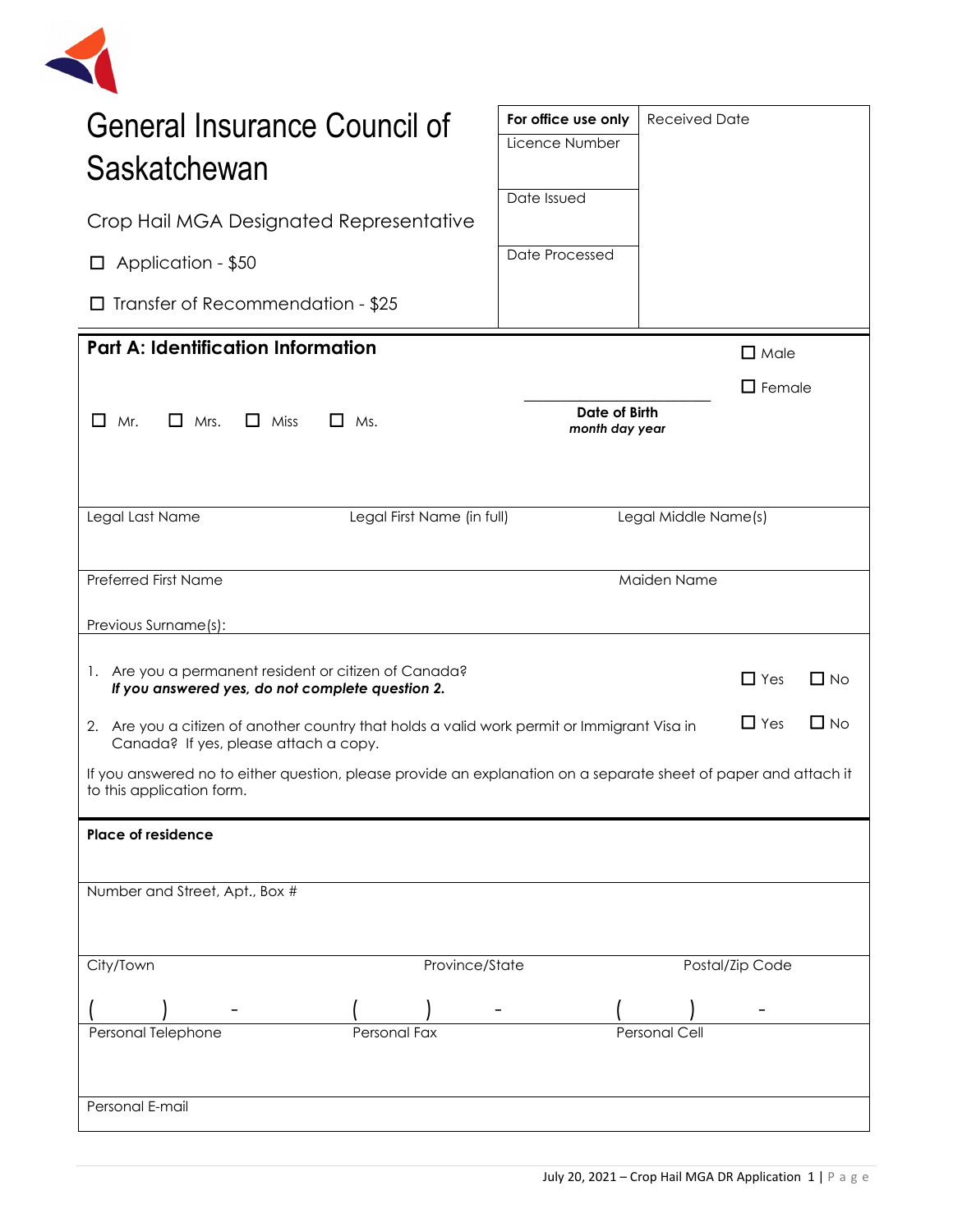# General Insurance Council of Saskatchewan

Crop Hail MGA Designated Representative

☐ Application - $50

☐ Transfer of Recommendation - $25

| For office use only | Received Date |
|---|---|
| Licence Number | |
| Date Issued | |
| Date Processed | |

## Part A: Identification Information

☐ Male

☐ Female

☐ Mr. ☐ Mrs. ☐ Miss ☐ Ms.

**Date of Birth**
***month day year***

| Legal Last Name | Legal First Name (in full) | Legal Middle Name(s) |
|---|---|---|
| Preferred First Name | | Maiden Name |

Previous Surname(s):

1. Are you a permanent resident or citizen of Canada? ☐ Yes ☐ No
   ***If you answered yes, do not complete question 2.***
2. Are you a citizen of another country that holds a valid work permit or Immigrant Visa in Canada? If yes, please attach a copy. ☐ Yes ☐ No

If you answered no to either question, please provide an explanation on a separate sheet of paper and attach it to this application form.

**Place of residence**

Number and Street, Apt., Box #

| City/Town | Province/State | Postal/Zip Code |
|---|---|---|
| (     )     - | (     )     - | (     )     - |
| Personal Telephone | Personal Fax | Personal Cell |

Personal E-mail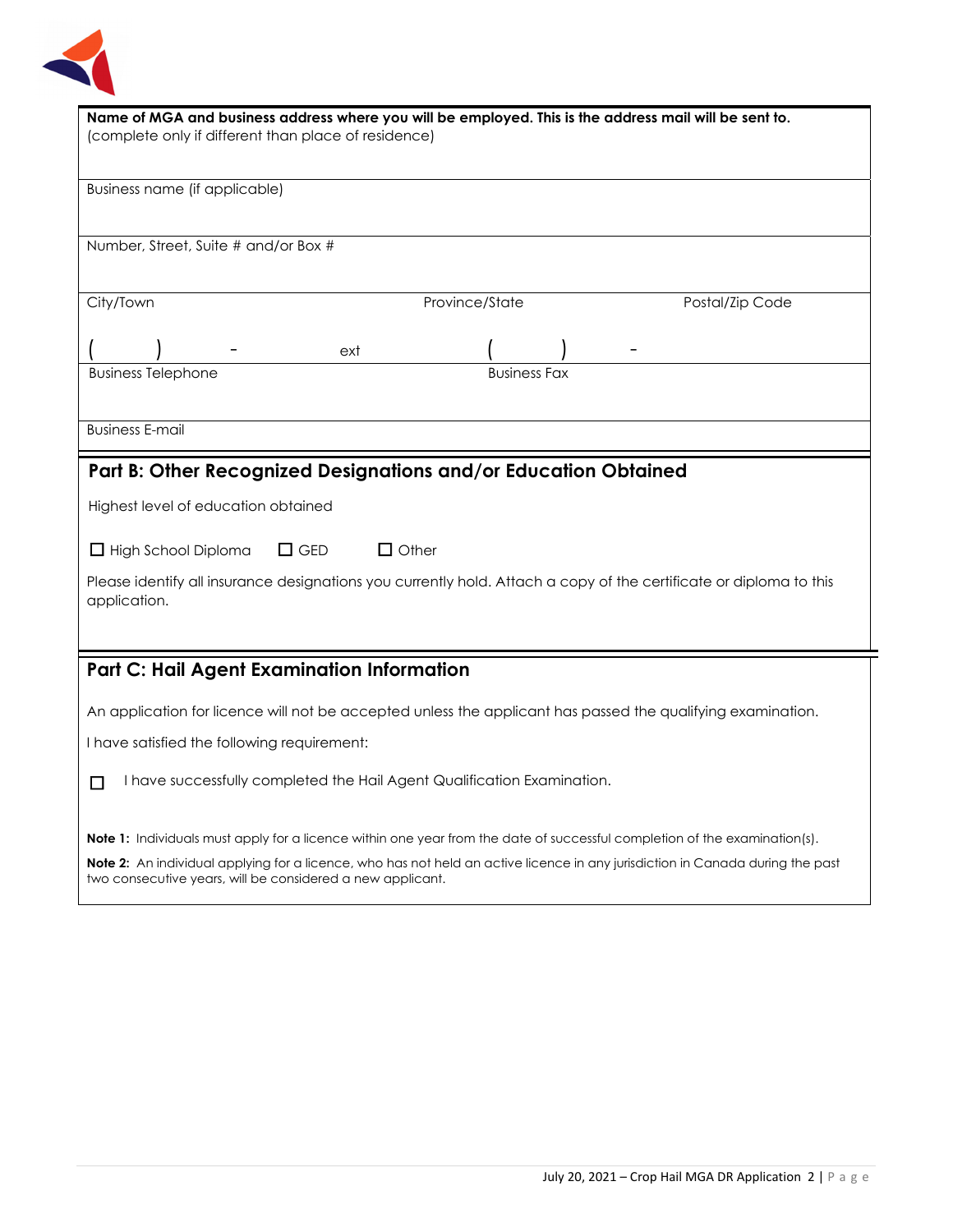**Name of MGA and business address where you will be employed. This is the address mail will be sent to.**
(complete only if different than place of residence)

Business name (if applicable)

Number, Street, Suite # and/or Box #

| City/Town | Province/State | Postal/Zip Code |
|---|---|---|

( ) - ext ( ) -

Business Telephone Business Fax

Business E-mail

## Part B: Other Recognized Designations and/or Education Obtained

Highest level of education obtained

☐ High School Diploma ☐ GED ☐ Other

Please identify all insurance designations you currently hold. Attach a copy of the certificate or diploma to this application.

## Part C: Hail Agent Examination Information

An application for licence will not be accepted unless the applicant has passed the qualifying examination.

I have satisfied the following requirement:

☐ I have successfully completed the Hail Agent Qualification Examination.

**Note 1:** Individuals must apply for a licence within one year from the date of successful completion of the examination(s).

**Note 2:** An individual applying for a licence, who has not held an active licence in any jurisdiction in Canada during the past two consecutive years, will be considered a new applicant.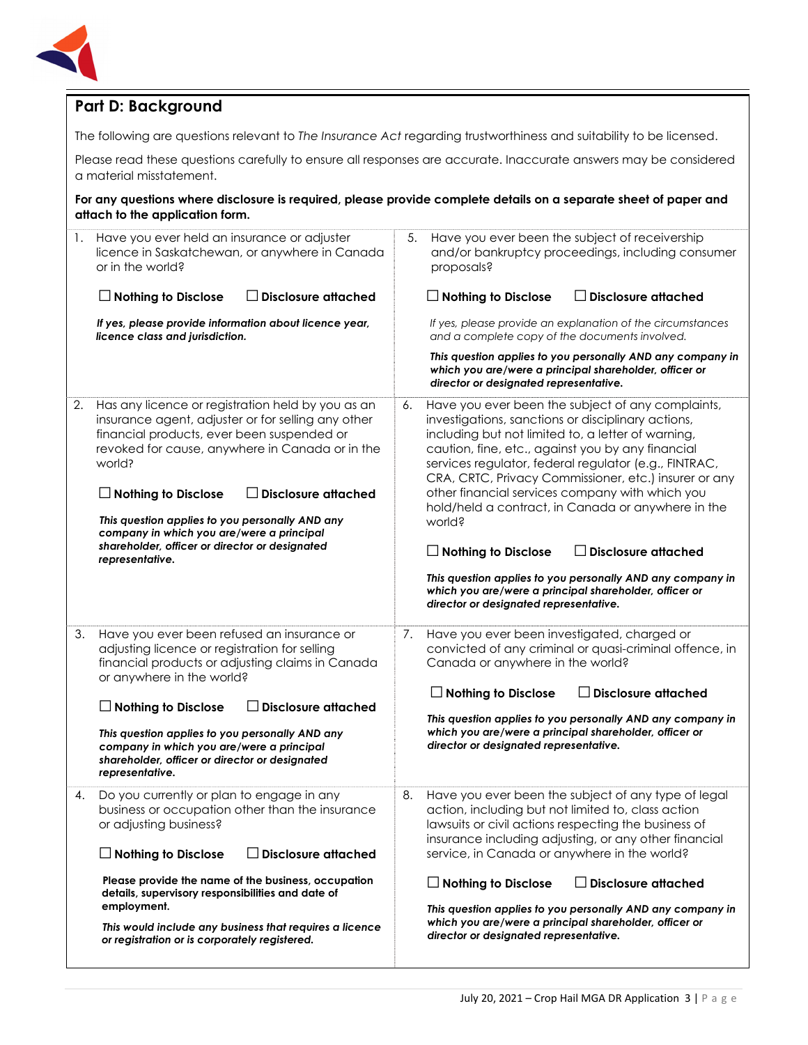## Part D: Background

The following are questions relevant to *The Insurance Act* regarding trustworthiness and suitability to be licensed.

Please read these questions carefully to ensure all responses are accurate. Inaccurate answers may be considered a material misstatement.

**For any questions where disclosure is required, please provide complete details on a separate sheet of paper and attach to the application form.**

1. Have you ever held an insurance or adjuster licence in Saskatchewan, or anywhere in Canada or in the world?

   ☐ **Nothing to Disclose** ☐ **Disclosure attached**

   ***If yes, please provide information about licence year, licence class and jurisdiction.***

2. Has any licence or registration held by you as an insurance agent, adjuster or for selling any other financial products, ever been suspended or revoked for cause, anywhere in Canada or in the world?

   ☐ **Nothing to Disclose** ☐ **Disclosure attached**

   ***This question applies to you personally AND any company in which you are/were a principal shareholder, officer or director or designated representative.***

3. Have you ever been refused an insurance or adjusting licence or registration for selling financial products or adjusting claims in Canada or anywhere in the world?

   ☐ **Nothing to Disclose** ☐ **Disclosure attached**

   ***This question applies to you personally AND any company in which you are/were a principal shareholder, officer or director or designated representative.***

4. Do you currently or plan to engage in any business or occupation other than the insurance or adjusting business?

   ☐ **Nothing to Disclose** ☐ **Disclosure attached**

   **Please provide the name of the business, occupation details, supervisory responsibilities and date of employment.**

   ***This would include any business that requires a licence or registration or is corporately registered.***

5. Have you ever been the subject of receivership and/or bankruptcy proceedings, including consumer proposals?

   ☐ **Nothing to Disclose** ☐ **Disclosure attached**

   *If yes, please provide an explanation of the circumstances and a complete copy of the documents involved.*

   ***This question applies to you personally AND any company in which you are/were a principal shareholder, officer or director or designated representative.***

6. Have you ever been the subject of any complaints, investigations, sanctions or disciplinary actions, including but not limited to, a letter of warning, caution, fine, etc., against you by any financial services regulator, federal regulator (e.g., FINTRAC, CRA, CRTC, Privacy Commissioner, etc.) insurer or any other financial services company with which you hold/held a contract, in Canada or anywhere in the world?

   ☐ **Nothing to Disclose** ☐ **Disclosure attached**

   ***This question applies to you personally AND any company in which you are/were a principal shareholder, officer or director or designated representative.***

7. Have you ever been investigated, charged or convicted of any criminal or quasi-criminal offence, in Canada or anywhere in the world?

   ☐ **Nothing to Disclose** ☐ **Disclosure attached**

   ***This question applies to you personally AND any company in which you are/were a principal shareholder, officer or director or designated representative.***

8. Have you ever been the subject of any type of legal action, including but not limited to, class action lawsuits or civil actions respecting the business of insurance including adjusting, or any other financial service, in Canada or anywhere in the world?

   ☐ **Nothing to Disclose** ☐ **Disclosure attached**

   ***This question applies to you personally AND any company in which you are/were a principal shareholder, officer or director or designated representative.***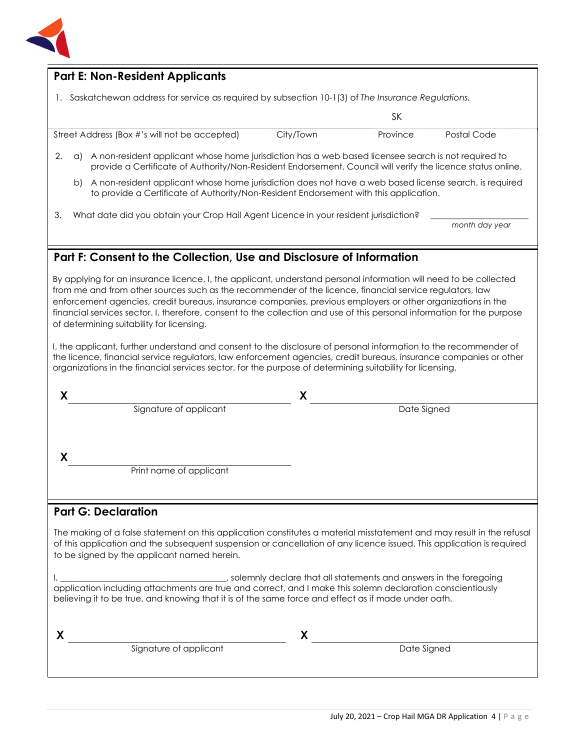## Part E: Non-Resident Applicants

1. Saskatchewan address for service as required by subsection 10-1(3) of *The Insurance Regulations.*

| Street Address (Box #'s will not be accepted) | City/Town | Province | Postal Code |
|---|---|---|---|
| | | SK | |

2. a) A non-resident applicant whose home jurisdiction has a web based licensee search is not required to provide a Certificate of Authority/Non-Resident Endorsement. Council will verify the licence status online.

   b) A non-resident applicant whose home jurisdiction does not have a web based license search, is required to provide a Certificate of Authority/Non-Resident Endorsement with this application.

3. What date did you obtain your Crop Hail Agent Licence in your resident jurisdiction? ____________________
   *month day year*

## Part F: Consent to the Collection, Use and Disclosure of Information

By applying for an insurance licence, I, the applicant, understand personal information will need to be collected from me and from other sources such as the recommender of the licence, financial service regulators, law enforcement agencies, credit bureaus, insurance companies, previous employers or other organizations in the financial services sector. I, therefore, consent to the collection and use of this personal information for the purpose of determining suitability for licensing.

I, the applicant, further understand and consent to the disclosure of personal information to the recommender of the licence, financial service regulators, law enforcement agencies, credit bureaus, insurance companies or other organizations in the financial services sector, for the purpose of determining suitability for licensing.

X ______________________________ X ______________________________
Signature of applicant Date Signed

X ______________________________
Print name of applicant

## Part G: Declaration

The making of a false statement on this application constitutes a material misstatement and may result in the refusal of this application and the subsequent suspension or cancellation of any licence issued. This application is required to be signed by the applicant named herein.

I, ______________________________, solemnly declare that all statements and answers in the foregoing application including attachments are true and correct, and I make this solemn declaration conscientiously believing it to be true, and knowing that it is of the same force and effect as if made under oath.

X ______________________________ X ______________________________
Signature of applicant Date Signed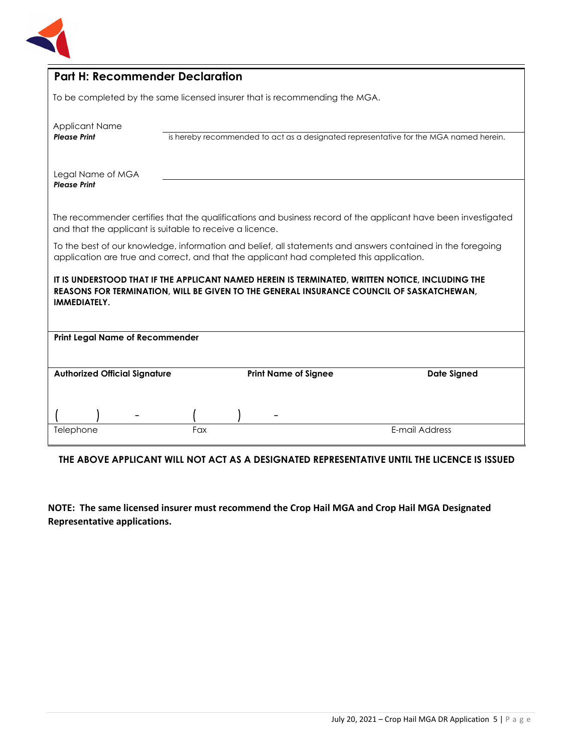## Part H: Recommender Declaration

To be completed by the same licensed insurer that is recommending the MGA.

Applicant Name
***Please Print*** \_\_\_\_\_\_\_\_\_\_\_\_\_\_\_\_\_\_\_\_\_\_\_\_\_\_\_\_\_\_ is hereby recommended to act as a designated representative for the MGA named herein.

Legal Name of MGA
***Please Print*** \_\_\_\_\_\_\_\_\_\_\_\_\_\_\_\_\_\_\_\_\_\_\_\_\_\_\_\_\_\_

The recommender certifies that the qualifications and business record of the applicant have been investigated and that the applicant is suitable to receive a licence.

To the best of our knowledge, information and belief, all statements and answers contained in the foregoing application are true and correct, and that the applicant had completed this application.

**IT IS UNDERSTOOD THAT IF THE APPLICANT NAMED HEREIN IS TERMINATED, WRITTEN NOTICE, INCLUDING THE REASONS FOR TERMINATION, WILL BE GIVEN TO THE GENERAL INSURANCE COUNCIL OF SASKATCHEWAN, IMMEDIATELY.**

**Print Legal Name of Recommender**

| **Authorized Official Signature** | **Print Name of Signee** | **Date Signed** |
|---|---|---|
| | | |

| ( ) - | ( ) - | |
|---|---|---|
| Telephone | Fax | E-mail Address |

**THE ABOVE APPLICANT WILL NOT ACT AS A DESIGNATED REPRESENTATIVE UNTIL THE LICENCE IS ISSUED**

**NOTE: The same licensed insurer must recommend the Crop Hail MGA and Crop Hail MGA Designated Representative applications.**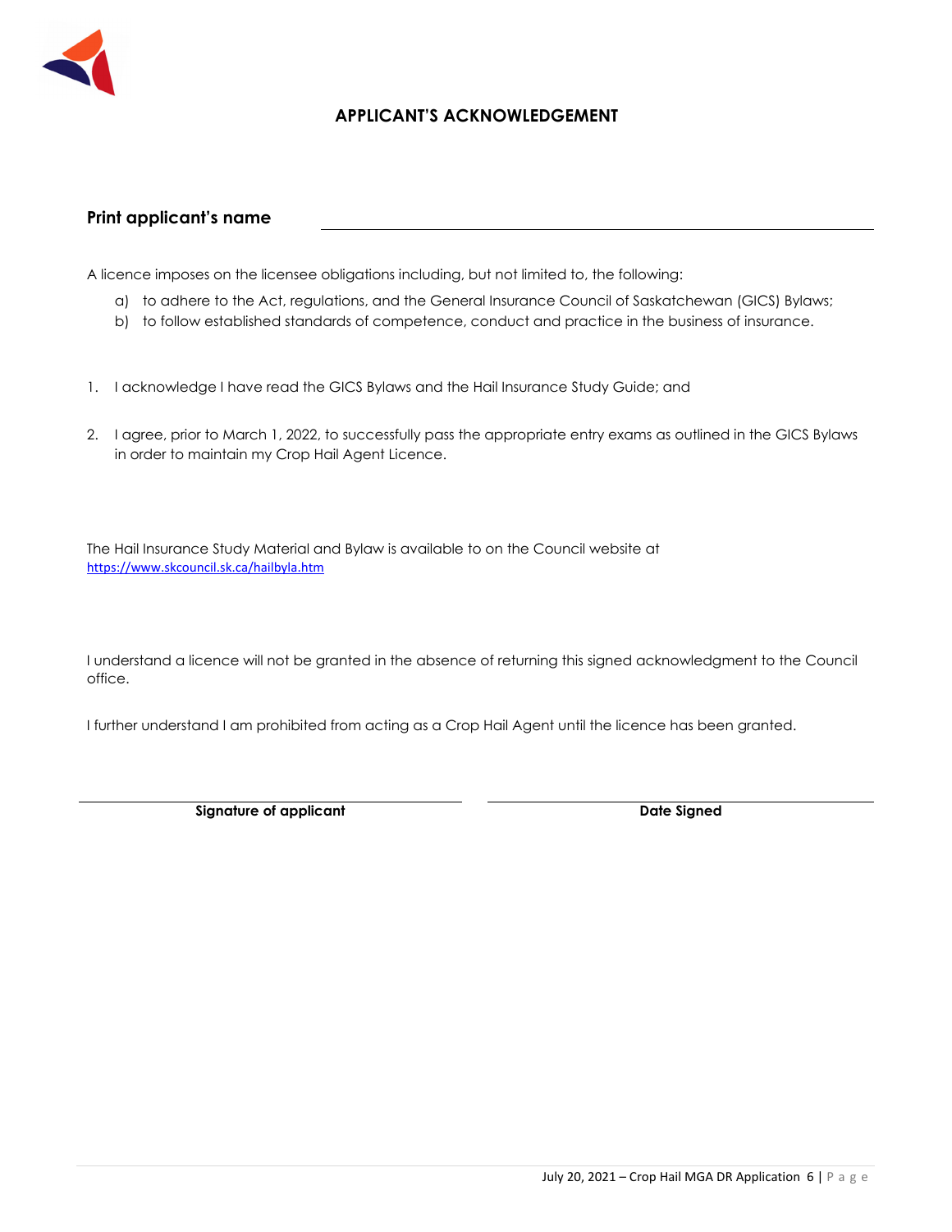## APPLICANT'S ACKNOWLEDGEMENT

**Print applicant's name** ______________________________

A licence imposes on the licensee obligations including, but not limited to, the following:

a) to adhere to the Act, regulations, and the General Insurance Council of Saskatchewan (GICS) Bylaws;
b) to follow established standards of competence, conduct and practice in the business of insurance.

1. I acknowledge I have read the GICS Bylaws and the Hail Insurance Study Guide; and

2. I agree, prior to March 1, 2022, to successfully pass the appropriate entry exams as outlined in the GICS Bylaws in order to maintain my Crop Hail Agent Licence.

The Hail Insurance Study Material and Bylaw is available to on the Council website at https://www.skcouncil.sk.ca/hailbyla.htm

I understand a licence will not be granted in the absence of returning this signed acknowledgment to the Council office.

I further understand I am prohibited from acting as a Crop Hail Agent until the licence has been granted.

______________________________ ______________________________
**Signature of applicant** **Date Signed**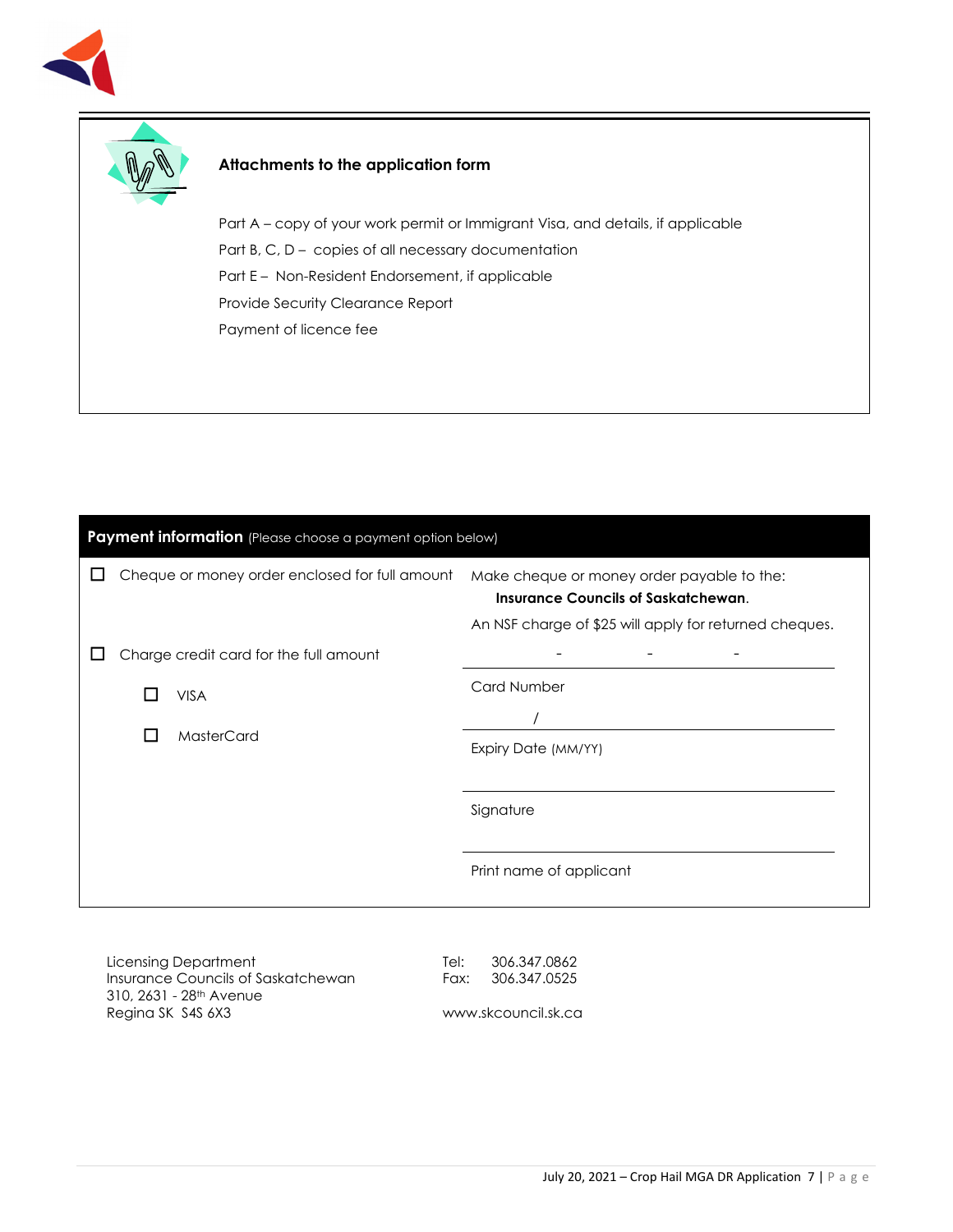## Attachments to the application form

Part A – copy of your work permit or Immigrant Visa, and details, if applicable

Part B, C, D – copies of all necessary documentation

Part E – Non-Resident Endorsement, if applicable

Provide Security Clearance Report

Payment of licence fee

## Payment information (Please choose a payment option below)

☐ Cheque or money order enclosed for full amount

Make cheque or money order payable to the:
**Insurance Councils of Saskatchewan**.

An NSF charge of $25 will apply for returned cheques.

☐ Charge credit card for the full amount

☐ VISA

☐ MasterCard

\_\_\_\_\_\_ - \_\_\_\_\_\_ - \_\_\_\_\_\_ - \_\_\_\_\_\_
Card Number

\_\_\_\_ / \_\_\_\_
Expiry Date (MM/YY)

\_\_\_\_\_\_\_\_\_\_\_\_\_\_\_\_\_\_\_\_
Signature

\_\_\_\_\_\_\_\_\_\_\_\_\_\_\_\_\_\_\_\_
Print name of applicant

Licensing Department
Insurance Councils of Saskatchewan
310, 2631 - 28th Avenue
Regina SK S4S 6X3

Tel: 306.347.0862
Fax: 306.347.0525

www.skcouncil.sk.ca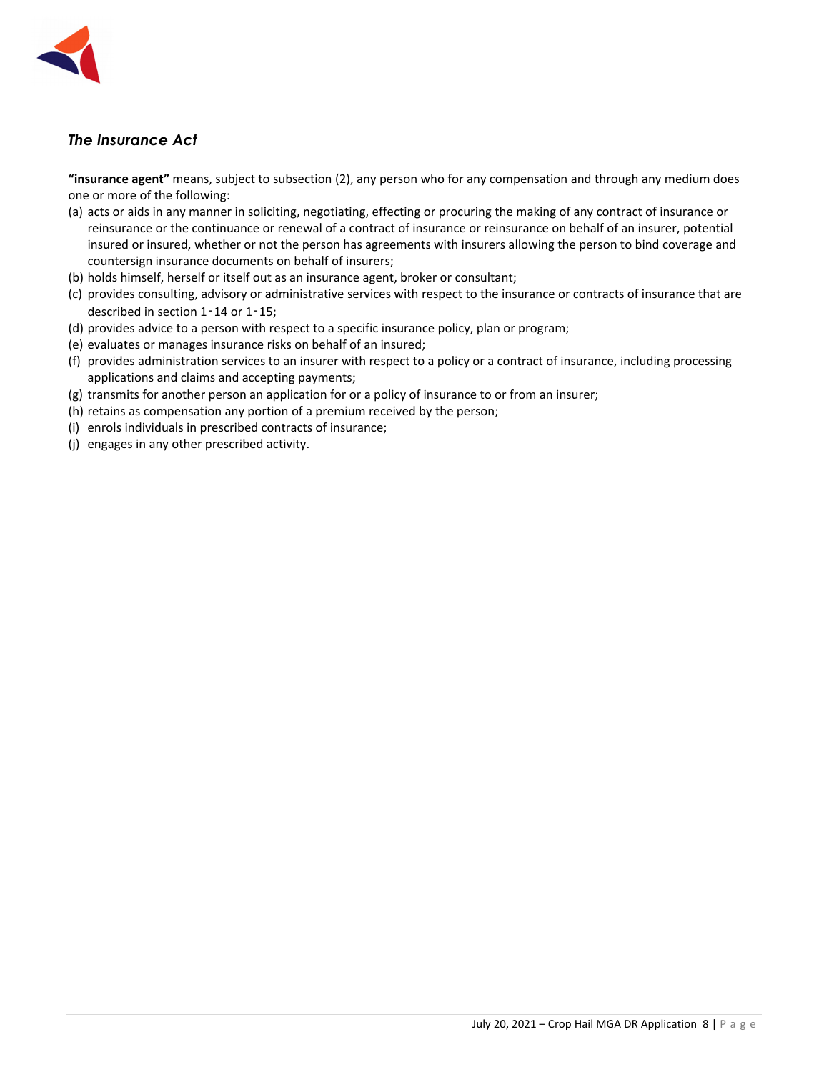### *The Insurance Act*

**"insurance agent"** means, subject to subsection (2), any person who for any compensation and through any medium does one or more of the following:

(a) acts or aids in any manner in soliciting, negotiating, effecting or procuring the making of any contract of insurance or reinsurance or the continuance or renewal of a contract of insurance or reinsurance on behalf of an insurer, potential insured or insured, whether or not the person has agreements with insurers allowing the person to bind coverage and countersign insurance documents on behalf of insurers;

(b) holds himself, herself or itself out as an insurance agent, broker or consultant;

(c) provides consulting, advisory or administrative services with respect to the insurance or contracts of insurance that are described in section 1‑14 or 1‑15;

(d) provides advice to a person with respect to a specific insurance policy, plan or program;

(e) evaluates or manages insurance risks on behalf of an insured;

(f) provides administration services to an insurer with respect to a policy or a contract of insurance, including processing applications and claims and accepting payments;

(g) transmits for another person an application for or a policy of insurance to or from an insurer;

(h) retains as compensation any portion of a premium received by the person;

(i) enrols individuals in prescribed contracts of insurance;

(j) engages in any other prescribed activity.